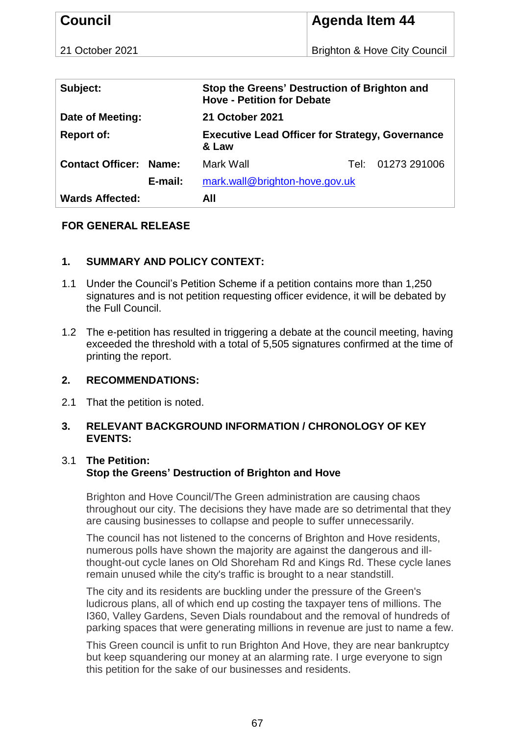| Council | Agenda Item 44 |
|---|---|
| 21 October 2021 | Brighton & Hove City Council |

| | | | |
|---|---|---|---|
| **Subject:** | | **Stop the Greens' Destruction of Brighton and Hove - Petition for Debate** | |
| **Date of Meeting:** | | **21 October 2021** | |
| **Report of:** | | **Executive Lead Officer for Strategy, Governance & Law** | |
| **Contact Officer:** | **Name:** | Mark Wall | Tel: 01273 291006 |
| | **E-mail:** | mark.wall@brighton-hove.gov.uk | |
| **Wards Affected:** | | **All** | |

**FOR GENERAL RELEASE**

## 1. SUMMARY AND POLICY CONTEXT:

1.1 Under the Council's Petition Scheme if a petition contains more than 1,250 signatures and is not petition requesting officer evidence, it will be debated by the Full Council.

1.2 The e-petition has resulted in triggering a debate at the council meeting, having exceeded the threshold with a total of 5,505 signatures confirmed at the time of printing the report.

## 2. RECOMMENDATIONS:

2.1 That the petition is noted.

## 3. RELEVANT BACKGROUND INFORMATION / CHRONOLOGY OF KEY EVENTS:

3.1 **The Petition:**
**Stop the Greens' Destruction of Brighton and Hove**

Brighton and Hove Council/The Green administration are causing chaos throughout our city. The decisions they have made are so detrimental that they are causing businesses to collapse and people to suffer unnecessarily.

The council has not listened to the concerns of Brighton and Hove residents, numerous polls have shown the majority are against the dangerous and ill-thought-out cycle lanes on Old Shoreham Rd and Kings Rd. These cycle lanes remain unused while the city's traffic is brought to a near standstill.

The city and its residents are buckling under the pressure of the Green's ludicrous plans, all of which end up costing the taxpayer tens of millions. The I360, Valley Gardens, Seven Dials roundabout and the removal of hundreds of parking spaces that were generating millions in revenue are just to name a few.

This Green council is unfit to run Brighton And Hove, they are near bankruptcy but keep squandering our money at an alarming rate. I urge everyone to sign this petition for the sake of our businesses and residents.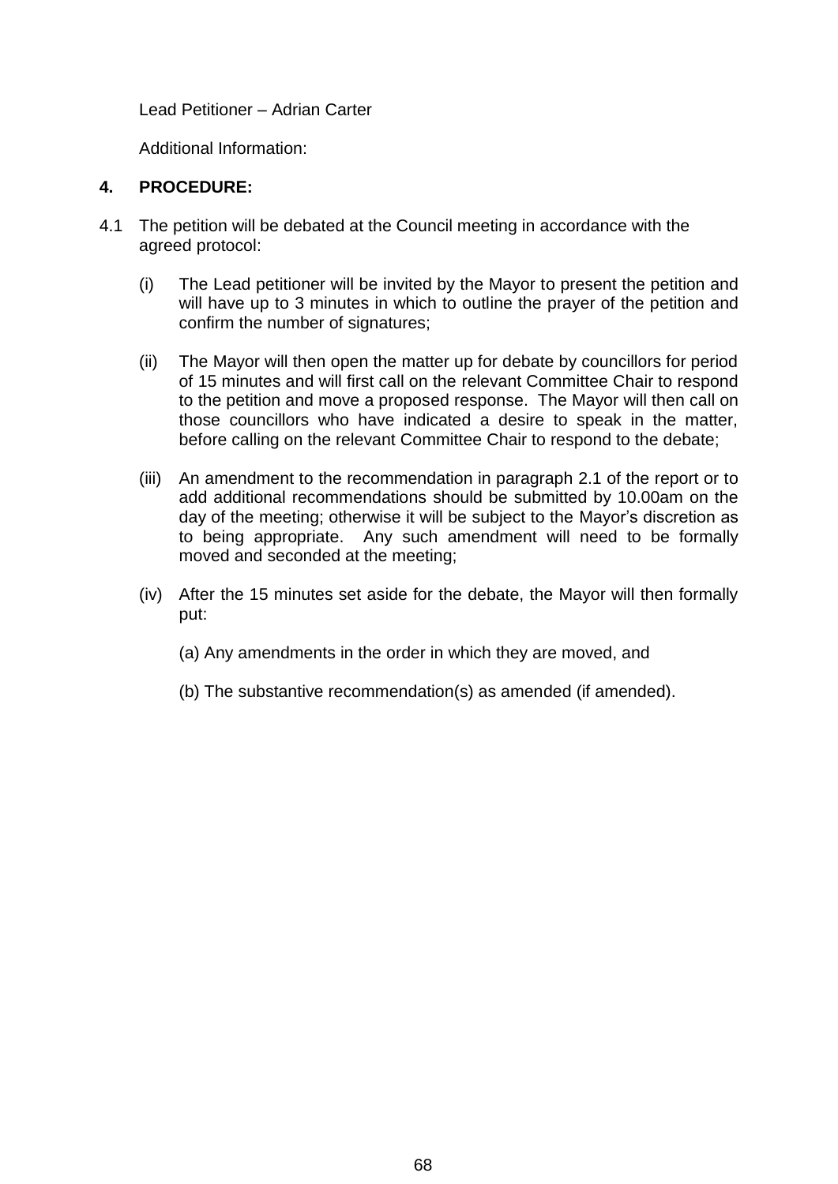Lead Petitioner – Adrian Carter

Additional Information:

## 4. PROCEDURE:

4.1 The petition will be debated at the Council meeting in accordance with the agreed protocol:

(i) The Lead petitioner will be invited by the Mayor to present the petition and will have up to 3 minutes in which to outline the prayer of the petition and confirm the number of signatures;

(ii) The Mayor will then open the matter up for debate by councillors for period of 15 minutes and will first call on the relevant Committee Chair to respond to the petition and move a proposed response. The Mayor will then call on those councillors who have indicated a desire to speak in the matter, before calling on the relevant Committee Chair to respond to the debate;

(iii) An amendment to the recommendation in paragraph 2.1 of the report or to add additional recommendations should be submitted by 10.00am on the day of the meeting; otherwise it will be subject to the Mayor's discretion as to being appropriate. Any such amendment will need to be formally moved and seconded at the meeting;

(iv) After the 15 minutes set aside for the debate, the Mayor will then formally put:

(a) Any amendments in the order in which they are moved, and

(b) The substantive recommendation(s) as amended (if amended).